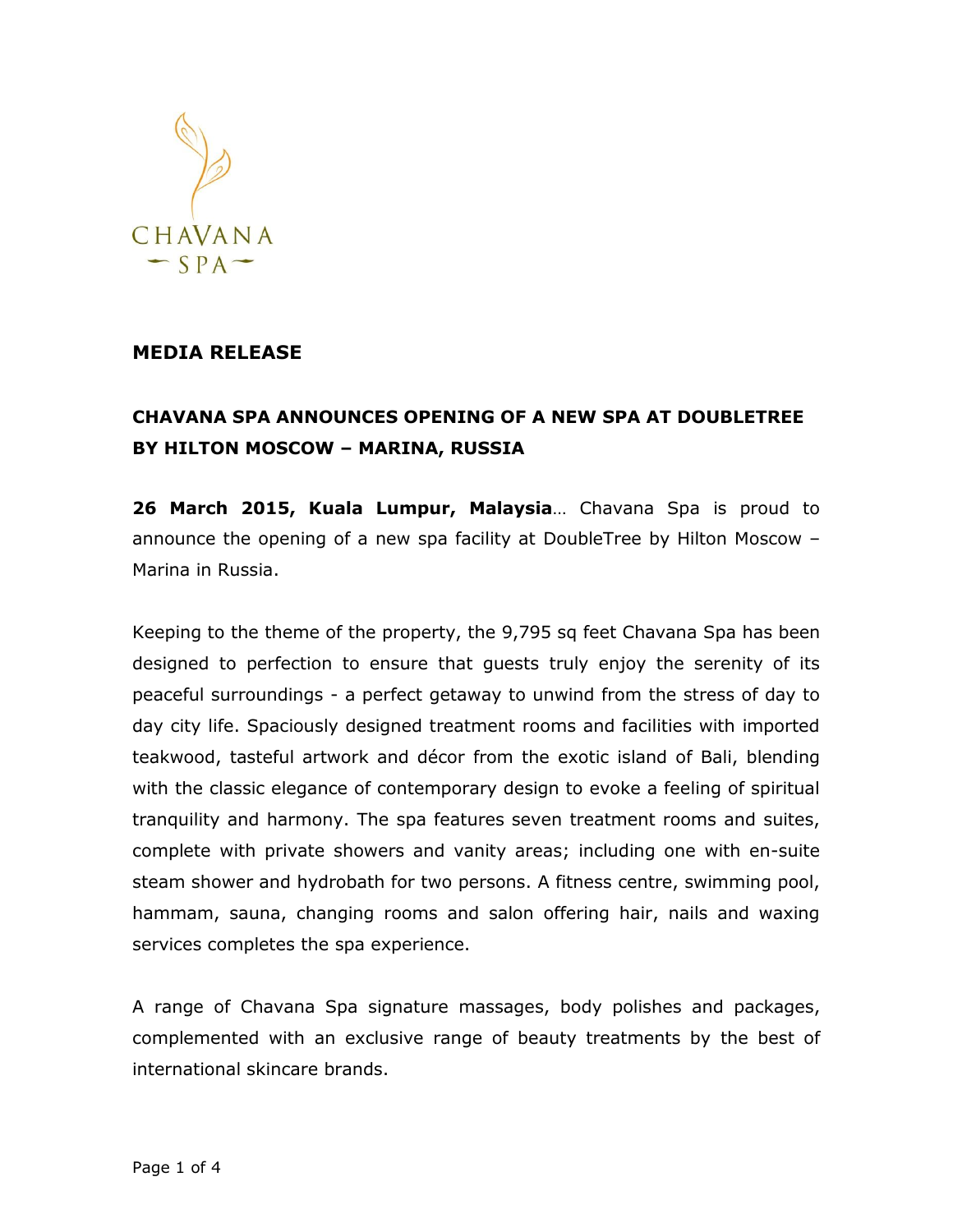CHAVANA SPA

# MEDIA RELEASE

## CHAVANA SPA ANNOUNCES OPENING OF A NEW SPA AT DOUBLETREE BY HILTON MOSCOW – MARINA, RUSSIA

**26 March 2015, Kuala Lumpur, Malaysia**… Chavana Spa is proud to announce the opening of a new spa facility at DoubleTree by Hilton Moscow – Marina in Russia.

Keeping to the theme of the property, the 9,795 sq feet Chavana Spa has been designed to perfection to ensure that guests truly enjoy the serenity of its peaceful surroundings - a perfect getaway to unwind from the stress of day to day city life. Spaciously designed treatment rooms and facilities with imported teakwood, tasteful artwork and décor from the exotic island of Bali, blending with the classic elegance of contemporary design to evoke a feeling of spiritual tranquility and harmony. The spa features seven treatment rooms and suites, complete with private showers and vanity areas; including one with en-suite steam shower and hydrobath for two persons. A fitness centre, swimming pool, hammam, sauna, changing rooms and salon offering hair, nails and waxing services completes the spa experience.

A range of Chavana Spa signature massages, body polishes and packages, complemented with an exclusive range of beauty treatments by the best of international skincare brands.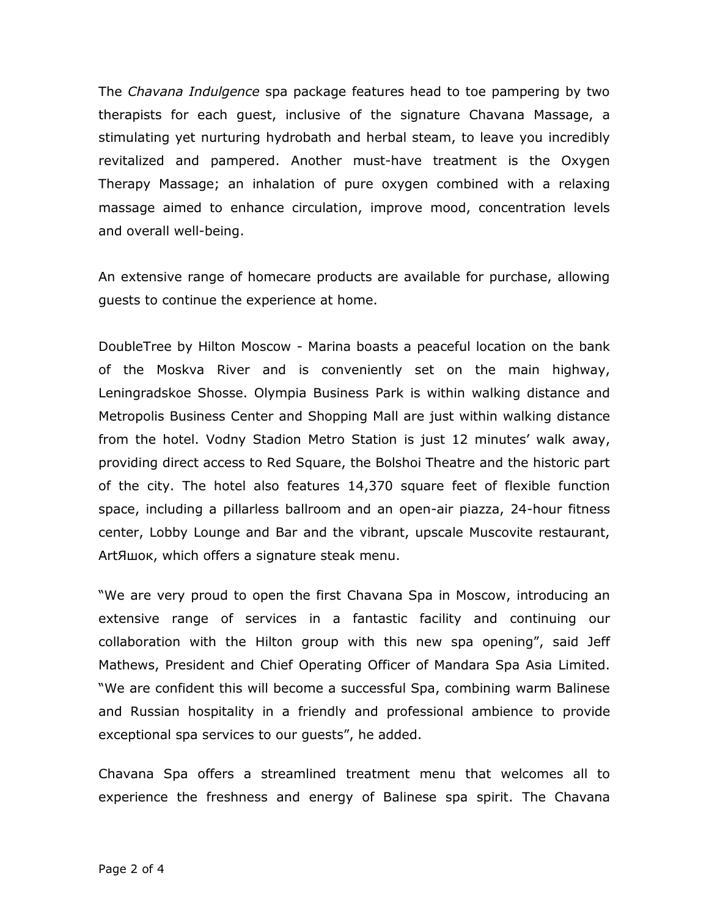The *Chavana Indulgence* spa package features head to toe pampering by two therapists for each guest, inclusive of the signature Chavana Massage, a stimulating yet nurturing hydrobath and herbal steam, to leave you incredibly revitalized and pampered. Another must-have treatment is the Oxygen Therapy Massage; an inhalation of pure oxygen combined with a relaxing massage aimed to enhance circulation, improve mood, concentration levels and overall well-being.

An extensive range of homecare products are available for purchase, allowing guests to continue the experience at home.

DoubleTree by Hilton Moscow - Marina boasts a peaceful location on the bank of the Moskva River and is conveniently set on the main highway, Leningradskoe Shosse. Olympia Business Park is within walking distance and Metropolis Business Center and Shopping Mall are just within walking distance from the hotel. Vodny Stadion Metro Station is just 12 minutes' walk away, providing direct access to Red Square, the Bolshoi Theatre and the historic part of the city. The hotel also features 14,370 square feet of flexible function space, including a pillarless ballroom and an open-air piazza, 24-hour fitness center, Lobby Lounge and Bar and the vibrant, upscale Muscovite restaurant, ArtЯшок, which offers a signature steak menu.

"We are very proud to open the first Chavana Spa in Moscow, introducing an extensive range of services in a fantastic facility and continuing our collaboration with the Hilton group with this new spa opening", said Jeff Mathews, President and Chief Operating Officer of Mandara Spa Asia Limited. "We are confident this will become a successful Spa, combining warm Balinese and Russian hospitality in a friendly and professional ambience to provide exceptional spa services to our guests", he added.

Chavana Spa offers a streamlined treatment menu that welcomes all to experience the freshness and energy of Balinese spa spirit. The Chavana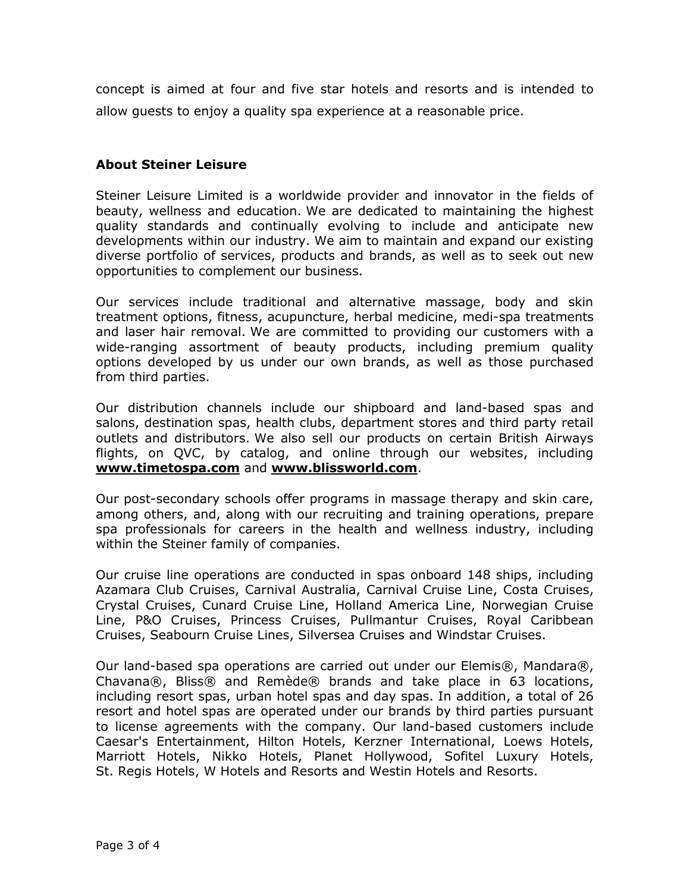concept is aimed at four and five star hotels and resorts and is intended to allow guests to enjoy a quality spa experience at a reasonable price.

**About Steiner Leisure**

Steiner Leisure Limited is a worldwide provider and innovator in the fields of beauty, wellness and education. We are dedicated to maintaining the highest quality standards and continually evolving to include and anticipate new developments within our industry. We aim to maintain and expand our existing diverse portfolio of services, products and brands, as well as to seek out new opportunities to complement our business.

Our services include traditional and alternative massage, body and skin treatment options, fitness, acupuncture, herbal medicine, medi-spa treatments and laser hair removal. We are committed to providing our customers with a wide-ranging assortment of beauty products, including premium quality options developed by us under our own brands, as well as those purchased from third parties.

Our distribution channels include our shipboard and land-based spas and salons, destination spas, health clubs, department stores and third party retail outlets and distributors. We also sell our products on certain British Airways flights, on QVC, by catalog, and online through our websites, including **www.timetospa.com** and **www.blissworld.com**.

Our post-secondary schools offer programs in massage therapy and skin care, among others, and, along with our recruiting and training operations, prepare spa professionals for careers in the health and wellness industry, including within the Steiner family of companies.

Our cruise line operations are conducted in spas onboard 148 ships, including Azamara Club Cruises, Carnival Australia, Carnival Cruise Line, Costa Cruises, Crystal Cruises, Cunard Cruise Line, Holland America Line, Norwegian Cruise Line, P&O Cruises, Princess Cruises, Pullmantur Cruises, Royal Caribbean Cruises, Seabourn Cruise Lines, Silversea Cruises and Windstar Cruises.

Our land-based spa operations are carried out under our Elemis®, Mandara®, Chavana®, Bliss® and Remède® brands and take place in 63 locations, including resort spas, urban hotel spas and day spas. In addition, a total of 26 resort and hotel spas are operated under our brands by third parties pursuant to license agreements with the company. Our land-based customers include Caesar's Entertainment, Hilton Hotels, Kerzner International, Loews Hotels, Marriott Hotels, Nikko Hotels, Planet Hollywood, Sofitel Luxury Hotels, St. Regis Hotels, W Hotels and Resorts and Westin Hotels and Resorts.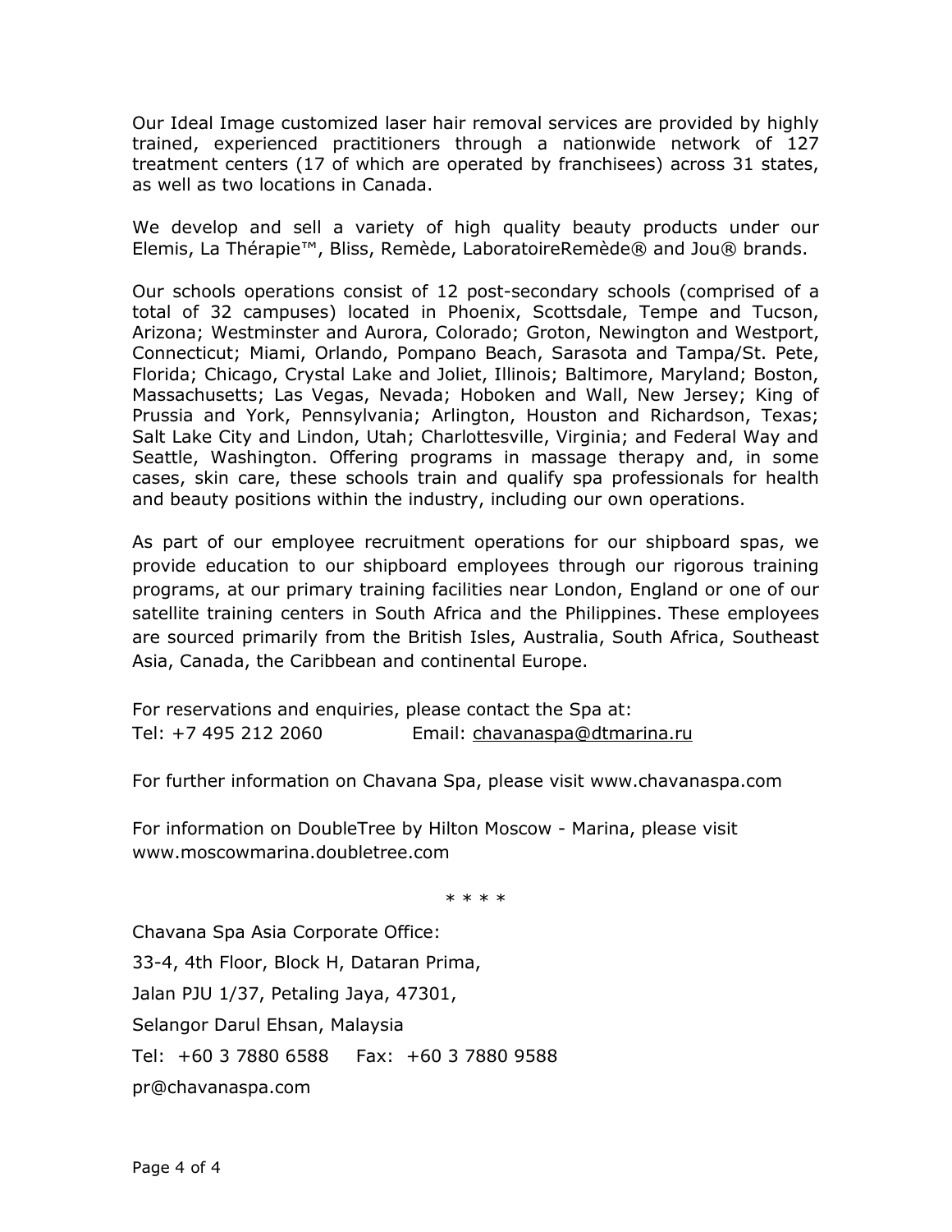Our Ideal Image customized laser hair removal services are provided by highly trained, experienced practitioners through a nationwide network of 127 treatment centers (17 of which are operated by franchisees) across 31 states, as well as two locations in Canada.

We develop and sell a variety of high quality beauty products under our Elemis, La Thérapie™, Bliss, Remède, LaboratoireRemède® and Jou® brands.

Our schools operations consist of 12 post-secondary schools (comprised of a total of 32 campuses) located in Phoenix, Scottsdale, Tempe and Tucson, Arizona; Westminster and Aurora, Colorado; Groton, Newington and Westport, Connecticut; Miami, Orlando, Pompano Beach, Sarasota and Tampa/St. Pete, Florida; Chicago, Crystal Lake and Joliet, Illinois; Baltimore, Maryland; Boston, Massachusetts; Las Vegas, Nevada; Hoboken and Wall, New Jersey; King of Prussia and York, Pennsylvania; Arlington, Houston and Richardson, Texas; Salt Lake City and Lindon, Utah; Charlottesville, Virginia; and Federal Way and Seattle, Washington. Offering programs in massage therapy and, in some cases, skin care, these schools train and qualify spa professionals for health and beauty positions within the industry, including our own operations.

As part of our employee recruitment operations for our shipboard spas, we provide education to our shipboard employees through our rigorous training programs, at our primary training facilities near London, England or one of our satellite training centers in South Africa and the Philippines. These employees are sourced primarily from the British Isles, Australia, South Africa, Southeast Asia, Canada, the Caribbean and continental Europe.

For reservations and enquiries, please contact the Spa at:
Tel: +7 495 212 2060 Email: chavanaspa@dtmarina.ru

For further information on Chavana Spa, please visit www.chavanaspa.com

For information on DoubleTree by Hilton Moscow - Marina, please visit www.moscowmarina.doubletree.com

* * * *

Chavana Spa Asia Corporate Office:

33-4, 4th Floor, Block H, Dataran Prima,

Jalan PJU 1/37, Petaling Jaya, 47301,

Selangor Darul Ehsan, Malaysia

Tel: +60 3 7880 6588 Fax: +60 3 7880 9588

pr@chavanaspa.com